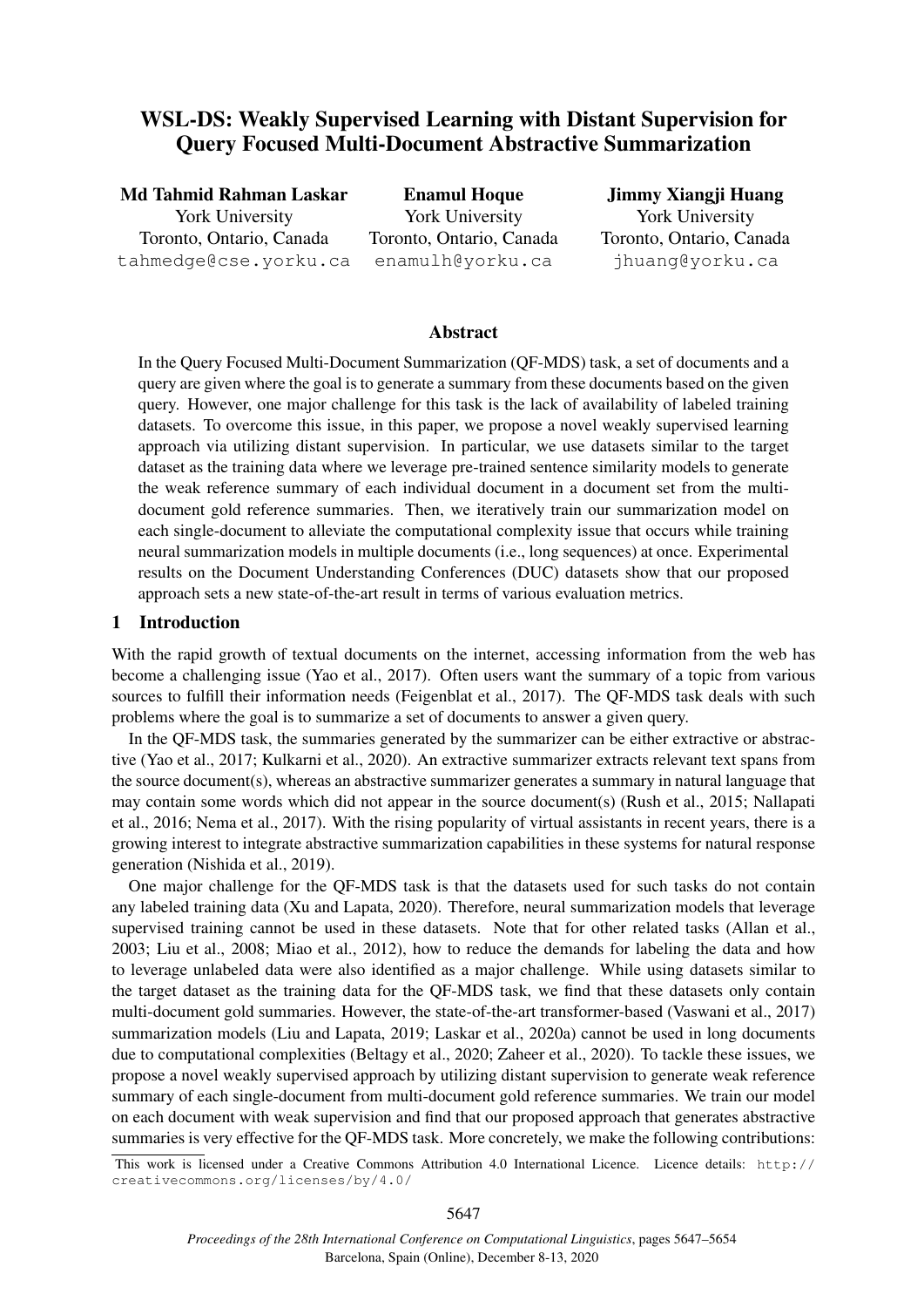# WSL-DS: Weakly Supervised Learning with Distant Supervision for Query Focused Multi-Document Abstractive Summarization

**Md Tahmid Rahman Laskar**
York University
Toronto, Ontario, Canada
tahmedge@cse.yorku.ca

**Enamul Hoque**
York University
Toronto, Ontario, Canada
enamulh@yorku.ca

**Jimmy Xiangji Huang**
York University
Toronto, Ontario, Canada
jhuang@yorku.ca

## Abstract

In the Query Focused Multi-Document Summarization (QF-MDS) task, a set of documents and a query are given where the goal is to generate a summary from these documents based on the given query. However, one major challenge for this task is the lack of availability of labeled training datasets. To overcome this issue, in this paper, we propose a novel weakly supervised learning approach via utilizing distant supervision. In particular, we use datasets similar to the target dataset as the training data where we leverage pre-trained sentence similarity models to generate the weak reference summary of each individual document in a document set from the multi-document gold reference summaries. Then, we iteratively train our summarization model on each single-document to alleviate the computational complexity issue that occurs while training neural summarization models in multiple documents (i.e., long sequences) at once. Experimental results on the Document Understanding Conferences (DUC) datasets show that our proposed approach sets a new state-of-the-art result in terms of various evaluation metrics.

## 1 Introduction

With the rapid growth of textual documents on the internet, accessing information from the web has become a challenging issue (Yao et al., 2017). Often users want the summary of a topic from various sources to fulfill their information needs (Feigenblat et al., 2017). The QF-MDS task deals with such problems where the goal is to summarize a set of documents to answer a given query.

In the QF-MDS task, the summaries generated by the summarizer can be either extractive or abstractive (Yao et al., 2017; Kulkarni et al., 2020). An extractive summarizer extracts relevant text spans from the source document(s), whereas an abstractive summarizer generates a summary in natural language that may contain some words which did not appear in the source document(s) (Rush et al., 2015; Nallapati et al., 2016; Nema et al., 2017). With the rising popularity of virtual assistants in recent years, there is a growing interest to integrate abstractive summarization capabilities in these systems for natural response generation (Nishida et al., 2019).

One major challenge for the QF-MDS task is that the datasets used for such tasks do not contain any labeled training data (Xu and Lapata, 2020). Therefore, neural summarization models that leverage supervised training cannot be used in these datasets. Note that for other related tasks (Allan et al., 2003; Liu et al., 2008; Miao et al., 2012), how to reduce the demands for labeling the data and how to leverage unlabeled data were also identified as a major challenge. While using datasets similar to the target dataset as the training data for the QF-MDS task, we find that these datasets only contain multi-document gold summaries. However, the state-of-the-art transformer-based (Vaswani et al., 2017) summarization models (Liu and Lapata, 2019; Laskar et al., 2020a) cannot be used in long documents due to computational complexities (Beltagy et al., 2020; Zaheer et al., 2020). To tackle these issues, we propose a novel weakly supervised approach by utilizing distant supervision to generate weak reference summary of each single-document from multi-document gold reference summaries. We train our model on each document with weak supervision and find that our proposed approach that generates abstractive summaries is very effective for the QF-MDS task. More concretely, we make the following contributions:

This work is licensed under a Creative Commons Attribution 4.0 International Licence. Licence details: http://creativecommons.org/licenses/by/4.0/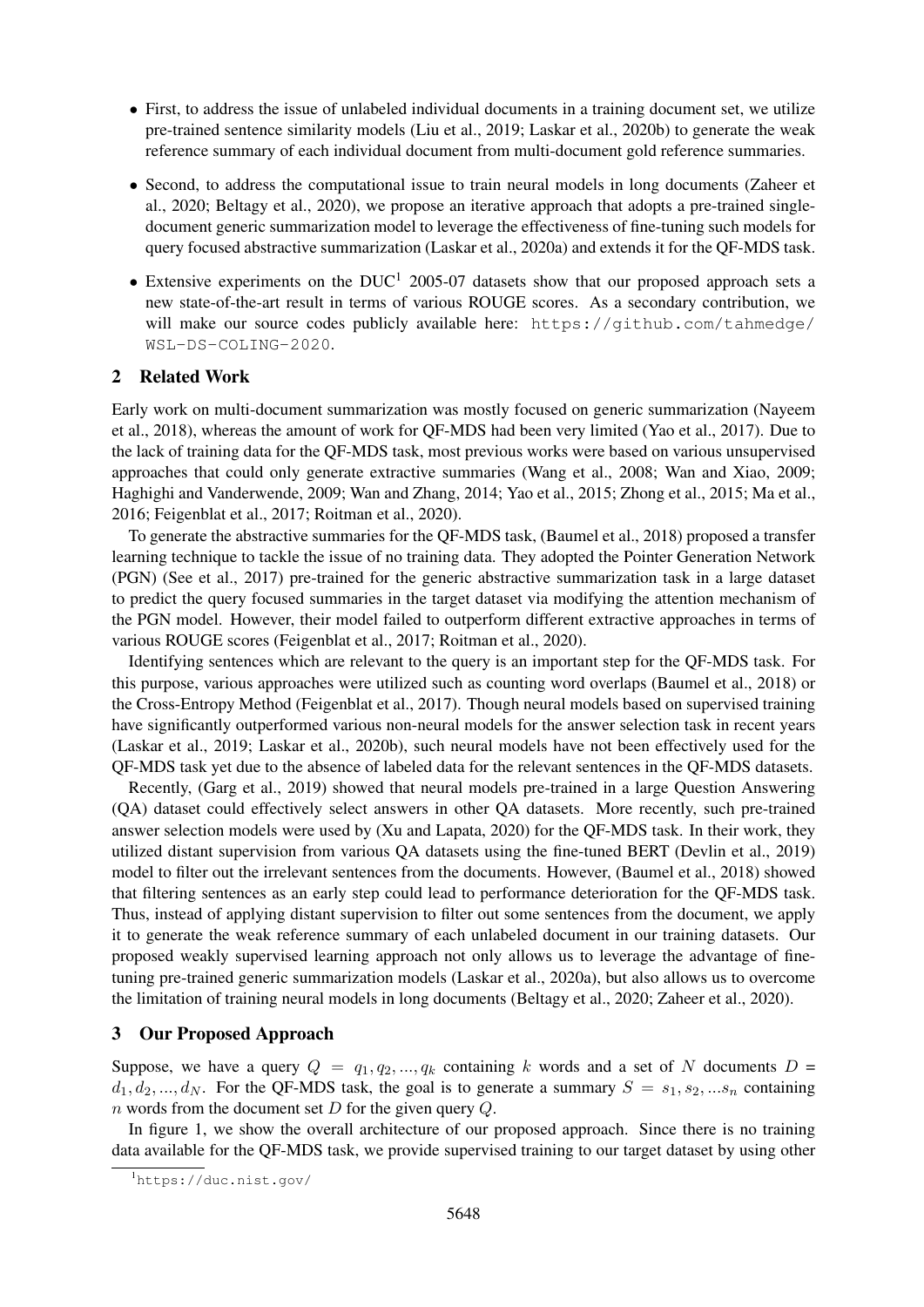- First, to address the issue of unlabeled individual documents in a training document set, we utilize pre-trained sentence similarity models (Liu et al., 2019; Laskar et al., 2020b) to generate the weak reference summary of each individual document from multi-document gold reference summaries.
- Second, to address the computational issue to train neural models in long documents (Zaheer et al., 2020; Beltagy et al., 2020), we propose an iterative approach that adopts a pre-trained single-document generic summarization model to leverage the effectiveness of fine-tuning such models for query focused abstractive summarization (Laskar et al., 2020a) and extends it for the QF-MDS task.
- Extensive experiments on the DUC[1] 2005-07 datasets show that our proposed approach sets a new state-of-the-art result in terms of various ROUGE scores. As a secondary contribution, we will make our source codes publicly available here: https://github.com/tahmedge/WSL-DS-COLING-2020.

## 2 Related Work

Early work on multi-document summarization was mostly focused on generic summarization (Nayeem et al., 2018), whereas the amount of work for QF-MDS had been very limited (Yao et al., 2017). Due to the lack of training data for the QF-MDS task, most previous works were based on various unsupervised approaches that could only generate extractive summaries (Wang et al., 2008; Wan and Xiao, 2009; Haghighi and Vanderwende, 2009; Wan and Zhang, 2014; Yao et al., 2015; Zhong et al., 2015; Ma et al., 2016; Feigenblat et al., 2017; Roitman et al., 2020).

To generate the abstractive summaries for the QF-MDS task, (Baumel et al., 2018) proposed a transfer learning technique to tackle the issue of no training data. They adopted the Pointer Generation Network (PGN) (See et al., 2017) pre-trained for the generic abstractive summarization task in a large dataset to predict the query focused summaries in the target dataset via modifying the attention mechanism of the PGN model. However, their model failed to outperform different extractive approaches in terms of various ROUGE scores (Feigenblat et al., 2017; Roitman et al., 2020).

Identifying sentences which are relevant to the query is an important step for the QF-MDS task. For this purpose, various approaches were utilized such as counting word overlaps (Baumel et al., 2018) or the Cross-Entropy Method (Feigenblat et al., 2017). Though neural models based on supervised training have significantly outperformed various non-neural models for the answer selection task in recent years (Laskar et al., 2019; Laskar et al., 2020b), such neural models have not been effectively used for the QF-MDS task yet due to the absence of labeled data for the relevant sentences in the QF-MDS datasets.

Recently, (Garg et al., 2019) showed that neural models pre-trained in a large Question Answering (QA) dataset could effectively select answers in other QA datasets. More recently, such pre-trained answer selection models were used by (Xu and Lapata, 2020) for the QF-MDS task. In their work, they utilized distant supervision from various QA datasets using the fine-tuned BERT (Devlin et al., 2019) model to filter out the irrelevant sentences from the documents. However, (Baumel et al., 2018) showed that filtering sentences as an early step could lead to performance deterioration for the QF-MDS task. Thus, instead of applying distant supervision to filter out some sentences from the document, we apply it to generate the weak reference summary of each unlabeled document in our training datasets. Our proposed weakly supervised learning approach not only allows us to leverage the advantage of fine-tuning pre-trained generic summarization models (Laskar et al., 2020a), but also allows us to overcome the limitation of training neural models in long documents (Beltagy et al., 2020; Zaheer et al., 2020).

## 3 Our Proposed Approach

Suppose, we have a query $Q = q_1, q_2, ..., q_k$ containing $k$ words and a set of $N$ documents $D = d_1, d_2, ..., d_N$. For the QF-MDS task, the goal is to generate a summary $S = s_1, s_2, ...s_n$ containing $n$ words from the document set $D$ for the given query $Q$.

In figure 1, we show the overall architecture of our proposed approach. Since there is no training data available for the QF-MDS task, we provide supervised training to our target dataset by using other

[1] https://duc.nist.gov/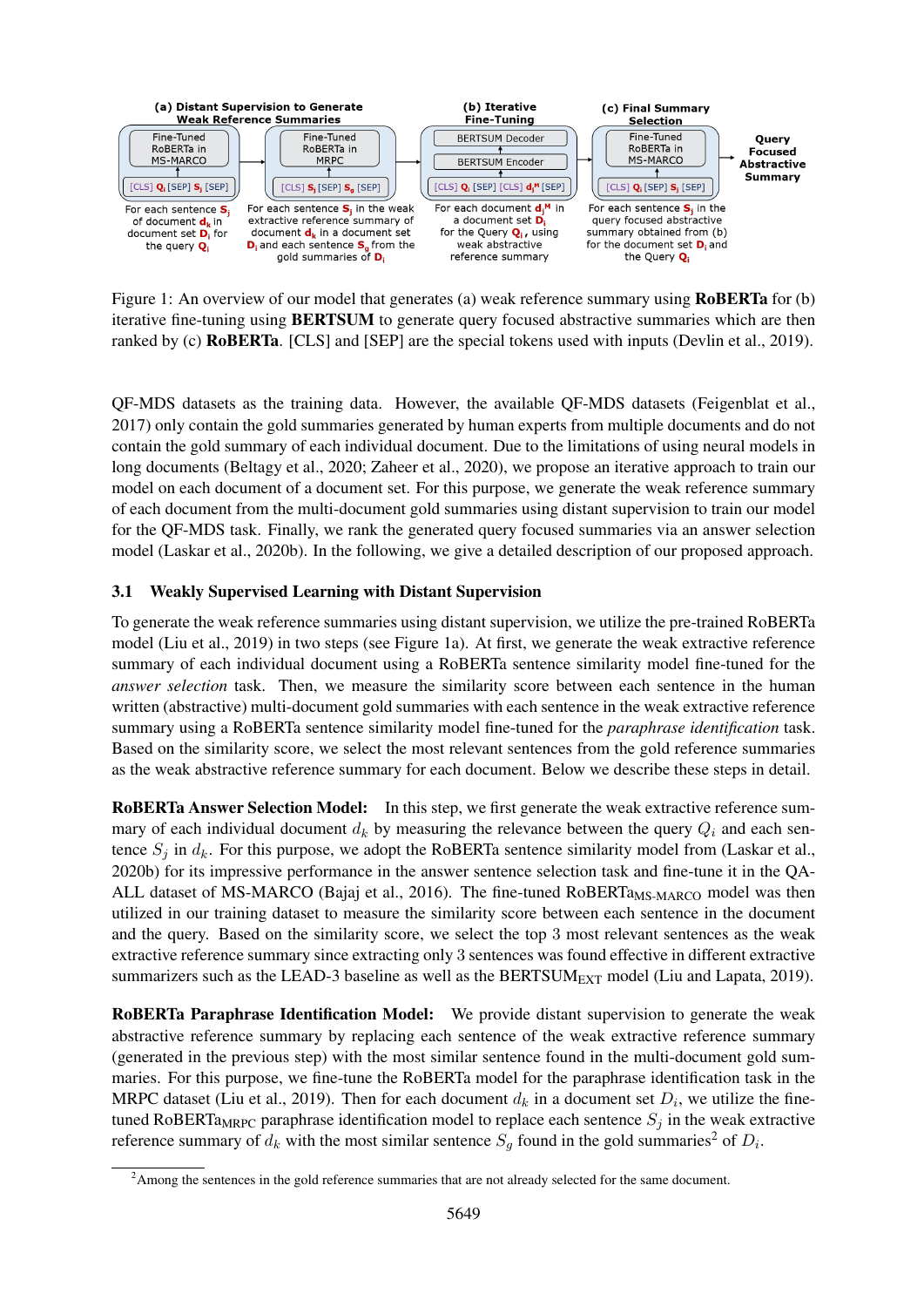(a) Distant Supervision to Generate Weak Reference Summaries

Fine-Tuned RoBERTa in MS-MARCO ← [CLS] $Q_i$ [SEP] $S_j$ [SEP]

For each sentence $S_j$ of document $d_k$ in document set $D_i$ for the query $Q_i$

Fine-Tuned RoBERTa in MRPC ← [CLS] $S_j$ [SEP] $S_g$ [SEP]

For each sentence $S_j$ in the weak extractive reference summary of document $d_k$ in a document set $D_i$ and each sentence $S_g$ from the gold summaries of $D_i$

(b) Iterative Fine-Tuning

BERTSUM Decoder ← BERTSUM Encoder ← [CLS] $Q_i$ [SEP] [CLS] $d_j^M$ [SEP]

For each document $d_j^M$ in a document set $D_i$ for the Query $Q_i$, using weak abstractive reference summary

(c) Final Summary Selection

Fine-Tuned RoBERTa in MS-MARCO ← [CLS] $Q_i$ [SEP] $S_j$ [SEP]

For each sentence $S_j$ in the query focused abstractive summary obtained from (b) for the document set $D_i$ and the Query $Q_i$

→ Query Focused Abstractive Summary

Figure 1: An overview of our model that generates (a) weak reference summary using **RoBERTa** for (b) iterative fine-tuning using **BERTSUM** to generate query focused abstractive summaries which are then ranked by (c) **RoBERTa**. [CLS] and [SEP] are the special tokens used with inputs (Devlin et al., 2019).

QF-MDS datasets as the training data. However, the available QF-MDS datasets (Feigenblat et al., 2017) only contain the gold summaries generated by human experts from multiple documents and do not contain the gold summary of each individual document. Due to the limitations of using neural models in long documents (Beltagy et al., 2020; Zaheer et al., 2020), we propose an iterative approach to train our model on each document of a document set. For this purpose, we generate the weak reference summary of each document from the multi-document gold summaries using distant supervision to train our model for the QF-MDS task. Finally, we rank the generated query focused summaries via an answer selection model (Laskar et al., 2020b). In the following, we give a detailed description of our proposed approach.

### 3.1 Weakly Supervised Learning with Distant Supervision

To generate the weak reference summaries using distant supervision, we utilize the pre-trained RoBERTa model (Liu et al., 2019) in two steps (see Figure 1a). At first, we generate the weak extractive reference summary of each individual document using a RoBERTa sentence similarity model fine-tuned for the *answer selection* task. Then, we measure the similarity score between each sentence in the human written (abstractive) multi-document gold summaries with each sentence in the weak extractive reference summary using a RoBERTa sentence similarity model fine-tuned for the *paraphrase identification* task. Based on the similarity score, we select the most relevant sentences from the gold reference summaries as the weak abstractive reference summary for each document. Below we describe these steps in detail.

**RoBERTa Answer Selection Model:** In this step, we first generate the weak extractive reference summary of each individual document $d_k$ by measuring the relevance between the query $Q_i$ and each sentence $S_j$ in $d_k$. For this purpose, we adopt the RoBERTa sentence similarity model from (Laskar et al., 2020b) for its impressive performance in the answer sentence selection task and fine-tune it in the QA-ALL dataset of MS-MARCO (Bajaj et al., 2016). The fine-tuned $\text{RoBERTa}_{\text{MS-MARCO}}$ model was then utilized in our training dataset to measure the similarity score between each sentence in the document and the query. Based on the similarity score, we select the top 3 most relevant sentences as the weak extractive reference summary since extracting only 3 sentences was found effective in different extractive summarizers such as the LEAD-3 baseline as well as the $\text{BERTSUM}_{\text{EXT}}$ model (Liu and Lapata, 2019).

**RoBERTa Paraphrase Identification Model:** We provide distant supervision to generate the weak abstractive reference summary by replacing each sentence of the weak extractive reference summary (generated in the previous step) with the most similar sentence found in the multi-document gold summaries. For this purpose, we fine-tune the RoBERTa model for the paraphrase identification task in the MRPC dataset (Liu et al., 2019). Then for each document $d_k$ in a document set $D_i$, we utilize the fine-tuned $\text{RoBERTa}_{\text{MRPC}}$ paraphrase identification model to replace each sentence $S_j$ in the weak extractive reference summary of $d_k$ with the most similar sentence $S_g$ found in the gold summaries[2] of $D_i$.

[2] Among the sentences in the gold reference summaries that are not already selected for the same document.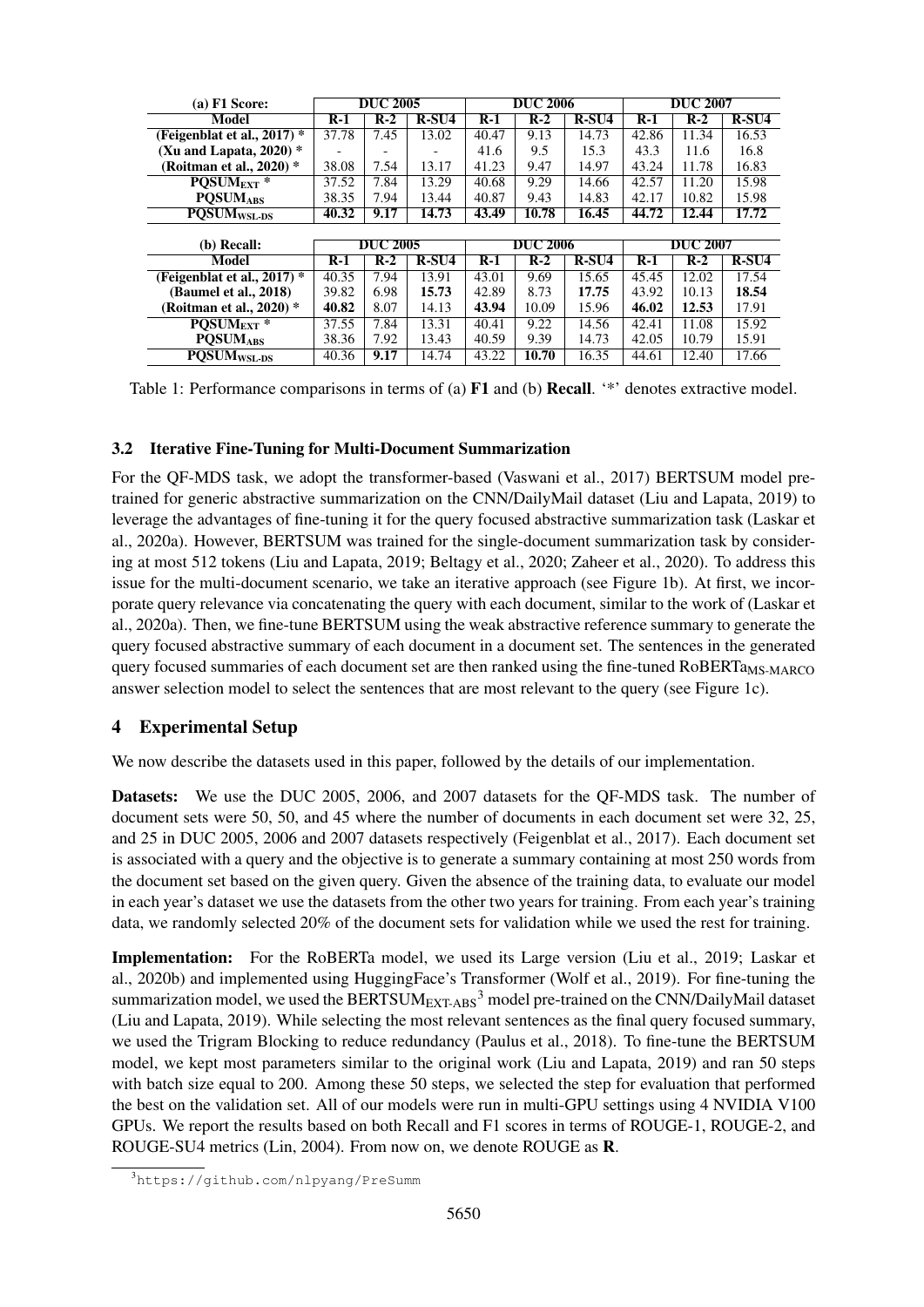| (a) F1 Score: | DUC 2005 | | | DUC 2006 | | | DUC 2007 | | |
|---|---|---|---|---|---|---|---|---|---|
| **Model** | **R-1** | **R-2** | **R-SU4** | **R-1** | **R-2** | **R-SU4** | **R-1** | **R-2** | **R-SU4** |
| **(Feigenblat et al., 2017) *** | 37.78 | 7.45 | 13.02 | 40.47 | 9.13 | 14.73 | 42.86 | 11.34 | 16.53 |
| **(Xu and Lapata, 2020) *** | - | - | - | 41.6 | 9.5 | 15.3 | 43.3 | 11.6 | 16.8 |
| **(Roitman et al., 2020) *** | 38.08 | 7.54 | 13.17 | 41.23 | 9.47 | 14.97 | 43.24 | 11.78 | 16.83 |
| **PQSUM$_{EXT}$ *** | 37.52 | 7.84 | 13.29 | 40.68 | 9.29 | 14.66 | 42.57 | 11.20 | 15.98 |
| **PQSUM$_{ABS}$** | 38.35 | 7.94 | 13.44 | 40.87 | 9.43 | 14.83 | 42.17 | 10.82 | 15.98 |
| **PQSUM$_{WSL\text{-}DS}$** | **40.32** | **9.17** | **14.73** | **43.49** | **10.78** | **16.45** | **44.72** | **12.44** | **17.72** |

| (b) Recall: | DUC 2005 | | | DUC 2006 | | | DUC 2007 | | |
|---|---|---|---|---|---|---|---|---|---|
| **Model** | **R-1** | **R-2** | **R-SU4** | **R-1** | **R-2** | **R-SU4** | **R-1** | **R-2** | **R-SU4** |
| **(Feigenblat et al., 2017) *** | 40.35 | 7.94 | 13.91 | 43.01 | 9.69 | 15.65 | 45.45 | 12.02 | 17.54 |
| **(Baumel et al., 2018)** | 39.82 | 6.98 | **15.73** | 42.89 | 8.73 | **17.75** | 43.92 | 10.13 | **18.54** |
| **(Roitman et al., 2020) *** | **40.82** | 8.07 | 14.13 | **43.94** | 10.09 | 15.96 | **46.02** | **12.53** | 17.91 |
| **PQSUM$_{EXT}$ *** | 37.55 | 7.84 | 13.31 | 40.41 | 9.22 | 14.56 | 42.41 | 11.08 | 15.92 |
| **PQSUM$_{ABS}$** | 38.36 | 7.92 | 13.43 | 40.59 | 9.39 | 14.73 | 42.05 | 10.79 | 15.91 |
| **PQSUM$_{WSL\text{-}DS}$** | 40.36 | **9.17** | 14.74 | 43.22 | **10.70** | 16.35 | 44.61 | 12.40 | 17.66 |

Table 1: Performance comparisons in terms of (a) **F1** and (b) **Recall**. '*' denotes extractive model.

### 3.2 Iterative Fine-Tuning for Multi-Document Summarization

For the QF-MDS task, we adopt the transformer-based (Vaswani et al., 2017) BERTSUM model pre-trained for generic abstractive summarization on the CNN/DailyMail dataset (Liu and Lapata, 2019) to leverage the advantages of fine-tuning it for the query focused abstractive summarization task (Laskar et al., 2020a). However, BERTSUM was trained for the single-document summarization task by considering at most 512 tokens (Liu and Lapata, 2019; Beltagy et al., 2020; Zaheer et al., 2020). To address this issue for the multi-document scenario, we take an iterative approach (see Figure 1b). At first, we incorporate query relevance via concatenating the query with each document, similar to the work of (Laskar et al., 2020a). Then, we fine-tune BERTSUM using the weak abstractive reference summary to generate the query focused abstractive summary of each document in a document set. The sentences in the generated query focused summaries of each document set are then ranked using the fine-tuned RoBERTa$_{MS\text{-}MARCO}$ answer selection model to select the sentences that are most relevant to the query (see Figure 1c).

## 4 Experimental Setup

We now describe the datasets used in this paper, followed by the details of our implementation.

**Datasets:** We use the DUC 2005, 2006, and 2007 datasets for the QF-MDS task. The number of document sets were 50, 50, and 45 where the number of documents in each document set were 32, 25, and 25 in DUC 2005, 2006 and 2007 datasets respectively (Feigenblat et al., 2017). Each document set is associated with a query and the objective is to generate a summary containing at most 250 words from the document set based on the given query. Given the absence of the training data, to evaluate our model in each year's dataset we use the datasets from the other two years for training. From each year's training data, we randomly selected 20% of the document sets for validation while we used the rest for training.

**Implementation:** For the RoBERTa model, we used its Large version (Liu et al., 2019; Laskar et al., 2020b) and implemented using HuggingFace's Transformer (Wolf et al., 2019). For fine-tuning the summarization model, we used the BERTSUM$_{EXT\text{-}ABS}$[3] model pre-trained on the CNN/DailyMail dataset (Liu and Lapata, 2019). While selecting the most relevant sentences as the final query focused summary, we used the Trigram Blocking to reduce redundancy (Paulus et al., 2018). To fine-tune the BERTSUM model, we kept most parameters similar to the original work (Liu and Lapata, 2019) and ran 50 steps with batch size equal to 200. Among these 50 steps, we selected the step for evaluation that performed the best on the validation set. All of our models were run in multi-GPU settings using 4 NVIDIA V100 GPUs. We report the results based on both Recall and F1 scores in terms of ROUGE-1, ROUGE-2, and ROUGE-SU4 metrics (Lin, 2004). From now on, we denote ROUGE as **R**.

[3] https://github.com/nlpyang/PreSumm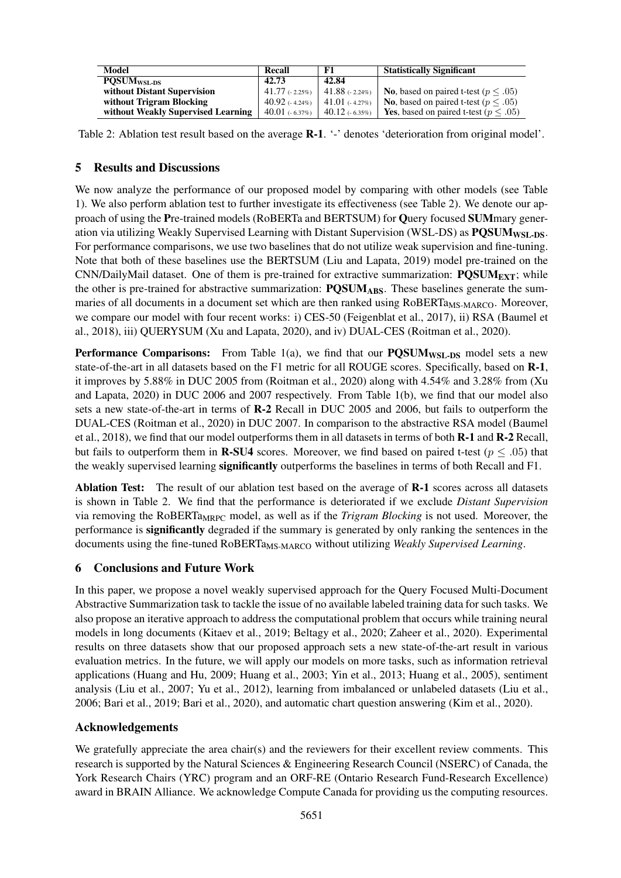| Model | Recall | F1 | Statistically Significant |
|---|---|---|---|
| **PQSUM$_{\textbf{WSL-DS}}$** | **42.73** | **42.84** | |
| **without Distant Supervision** | 41.77 (- 2.25%) | 41.88 (- 2.24%) | **No**, based on paired t-test ($p \leq .05$) |
| **without Trigram Blocking** | 40.92 (- 4.24%) | 41.01 (- 4.27%) | **No**, based on paired t-test ($p \leq .05$) |
| **without Weakly Supervised Learning** | 40.01 (- 6.37%) | 40.12 (- 6.35%) | **Yes**, based on paired t-test ($p \leq .05$) |

Table 2: Ablation test result based on the average **R-1**. '-' denotes 'deterioration from original model'.

## 5 Results and Discussions

We now analyze the performance of our proposed model by comparing with other models (see Table 1). We also perform ablation test to further investigate its effectiveness (see Table 2). We denote our approach of using the **P**re-trained models (RoBERTa and BERTSUM) for **Q**uery focused **SUM**mary generation via utilizing Weakly Supervised Learning with Distant Supervision (WSL-DS) as **PQSUM$_{\textbf{WSL-DS}}$**. For performance comparisons, we use two baselines that do not utilize weak supervision and fine-tuning. Note that both of these baselines use the BERTSUM (Liu and Lapata, 2019) model pre-trained on the CNN/DailyMail dataset. One of them is pre-trained for extractive summarization: **PQSUM$_{\textbf{EXT}}$**; while the other is pre-trained for abstractive summarization: **PQSUM$_{\textbf{ABS}}$**. These baselines generate the summaries of all documents in a document set which are then ranked using RoBERTa$_{\text{MS-MARCO}}$. Moreover, we compare our model with four recent works: i) CES-50 (Feigenblat et al., 2017), ii) RSA (Baumel et al., 2018), iii) QUERYSUM (Xu and Lapata, 2020), and iv) DUAL-CES (Roitman et al., 2020).

**Performance Comparisons:** From Table 1(a), we find that our **PQSUM$_{\textbf{WSL-DS}}$** model sets a new state-of-the-art in all datasets based on the F1 metric for all ROUGE scores. Specifically, based on **R-1**, it improves by 5.88% in DUC 2005 from (Roitman et al., 2020) along with 4.54% and 3.28% from (Xu and Lapata, 2020) in DUC 2006 and 2007 respectively. From Table 1(b), we find that our model also sets a new state-of-the-art in terms of **R-2** Recall in DUC 2005 and 2006, but fails to outperform the DUAL-CES (Roitman et al., 2020) in DUC 2007. In comparison to the abstractive RSA model (Baumel et al., 2018), we find that our model outperforms them in all datasets in terms of both **R-1** and **R-2** Recall, but fails to outperform them in **R-SU4** scores. Moreover, we find based on paired t-test ($p \leq .05$) that the weakly supervised learning **significantly** outperforms the baselines in terms of both Recall and F1.

**Ablation Test:** The result of our ablation test based on the average of **R-1** scores across all datasets is shown in Table 2. We find that the performance is deteriorated if we exclude *Distant Supervision* via removing the RoBERTa$_{\text{MRPC}}$ model, as well as if the *Trigram Blocking* is not used. Moreover, the performance is **significantly** degraded if the summary is generated by only ranking the sentences in the documents using the fine-tuned RoBERTa$_{\text{MS-MARCO}}$ without utilizing *Weakly Supervised Learning*.

## 6 Conclusions and Future Work

In this paper, we propose a novel weakly supervised approach for the Query Focused Multi-Document Abstractive Summarization task to tackle the issue of no available labeled training data for such tasks. We also propose an iterative approach to address the computational problem that occurs while training neural models in long documents (Kitaev et al., 2019; Beltagy et al., 2020; Zaheer et al., 2020). Experimental results on three datasets show that our proposed approach sets a new state-of-the-art result in various evaluation metrics. In the future, we will apply our models on more tasks, such as information retrieval applications (Huang and Hu, 2009; Huang et al., 2003; Yin et al., 2013; Huang et al., 2005), sentiment analysis (Liu et al., 2007; Yu et al., 2012), learning from imbalanced or unlabeled datasets (Liu et al., 2006; Bari et al., 2019; Bari et al., 2020), and automatic chart question answering (Kim et al., 2020).

## Acknowledgements

We gratefully appreciate the area chair(s) and the reviewers for their excellent review comments. This research is supported by the Natural Sciences & Engineering Research Council (NSERC) of Canada, the York Research Chairs (YRC) program and an ORF-RE (Ontario Research Fund-Research Excellence) award in BRAIN Alliance. We acknowledge Compute Canada for providing us the computing resources.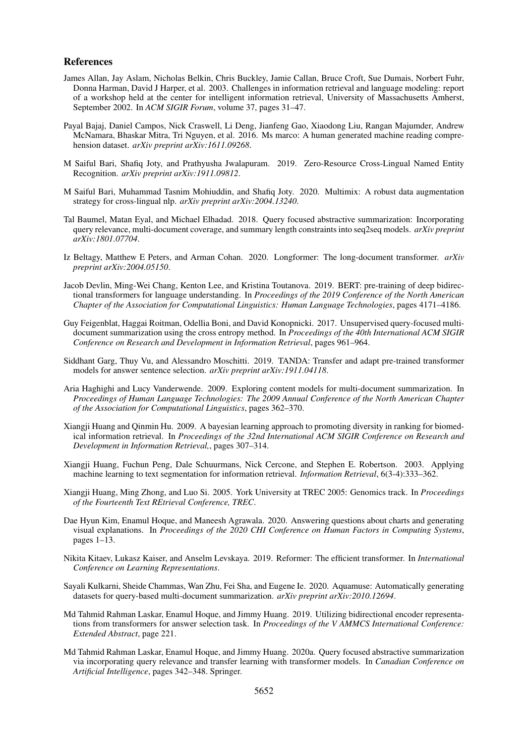## References

James Allan, Jay Aslam, Nicholas Belkin, Chris Buckley, Jamie Callan, Bruce Croft, Sue Dumais, Norbert Fuhr, Donna Harman, David J Harper, et al. 2003. Challenges in information retrieval and language modeling: report of a workshop held at the center for intelligent information retrieval, University of Massachusetts Amherst, September 2002. In *ACM SIGIR Forum*, volume 37, pages 31–47.

Payal Bajaj, Daniel Campos, Nick Craswell, Li Deng, Jianfeng Gao, Xiaodong Liu, Rangan Majumder, Andrew McNamara, Bhaskar Mitra, Tri Nguyen, et al. 2016. Ms marco: A human generated machine reading comprehension dataset. *arXiv preprint arXiv:1611.09268*.

M Saiful Bari, Shafiq Joty, and Prathyusha Jwalapuram. 2019. Zero-Resource Cross-Lingual Named Entity Recognition. *arXiv preprint arXiv:1911.09812*.

M Saiful Bari, Muhammad Tasnim Mohiuddin, and Shafiq Joty. 2020. Multimix: A robust data augmentation strategy for cross-lingual nlp. *arXiv preprint arXiv:2004.13240*.

Tal Baumel, Matan Eyal, and Michael Elhadad. 2018. Query focused abstractive summarization: Incorporating query relevance, multi-document coverage, and summary length constraints into seq2seq models. *arXiv preprint arXiv:1801.07704*.

Iz Beltagy, Matthew E Peters, and Arman Cohan. 2020. Longformer: The long-document transformer. *arXiv preprint arXiv:2004.05150*.

Jacob Devlin, Ming-Wei Chang, Kenton Lee, and Kristina Toutanova. 2019. BERT: pre-training of deep bidirectional transformers for language understanding. In *Proceedings of the 2019 Conference of the North American Chapter of the Association for Computational Linguistics: Human Language Technologies*, pages 4171–4186.

Guy Feigenblat, Haggai Roitman, Odellia Boni, and David Konopnicki. 2017. Unsupervised query-focused multi-document summarization using the cross entropy method. In *Proceedings of the 40th International ACM SIGIR Conference on Research and Development in Information Retrieval*, pages 961–964.

Siddhant Garg, Thuy Vu, and Alessandro Moschitti. 2019. TANDA: Transfer and adapt pre-trained transformer models for answer sentence selection. *arXiv preprint arXiv:1911.04118*.

Aria Haghighi and Lucy Vanderwende. 2009. Exploring content models for multi-document summarization. In *Proceedings of Human Language Technologies: The 2009 Annual Conference of the North American Chapter of the Association for Computational Linguistics*, pages 362–370.

Xiangji Huang and Qinmin Hu. 2009. A bayesian learning approach to promoting diversity in ranking for biomedical information retrieval. In *Proceedings of the 32nd International ACM SIGIR Conference on Research and Development in Information Retrieval,*, pages 307–314.

Xiangji Huang, Fuchun Peng, Dale Schuurmans, Nick Cercone, and Stephen E. Robertson. 2003. Applying machine learning to text segmentation for information retrieval. *Information Retrieval*, 6(3-4):333–362.

Xiangji Huang, Ming Zhong, and Luo Si. 2005. York University at TREC 2005: Genomics track. In *Proceedings of the Fourteenth Text REtrieval Conference, TREC*.

Dae Hyun Kim, Enamul Hoque, and Maneesh Agrawala. 2020. Answering questions about charts and generating visual explanations. In *Proceedings of the 2020 CHI Conference on Human Factors in Computing Systems*, pages 1–13.

Nikita Kitaev, Lukasz Kaiser, and Anselm Levskaya. 2019. Reformer: The efficient transformer. In *International Conference on Learning Representations*.

Sayali Kulkarni, Sheide Chammas, Wan Zhu, Fei Sha, and Eugene Ie. 2020. Aquamuse: Automatically generating datasets for query-based multi-document summarization. *arXiv preprint arXiv:2010.12694*.

Md Tahmid Rahman Laskar, Enamul Hoque, and Jimmy Huang. 2019. Utilizing bidirectional encoder representations from transformers for answer selection task. In *Proceedings of the V AMMCS International Conference: Extended Abstract*, page 221.

Md Tahmid Rahman Laskar, Enamul Hoque, and Jimmy Huang. 2020a. Query focused abstractive summarization via incorporating query relevance and transfer learning with transformer models. In *Canadian Conference on Artificial Intelligence*, pages 342–348. Springer.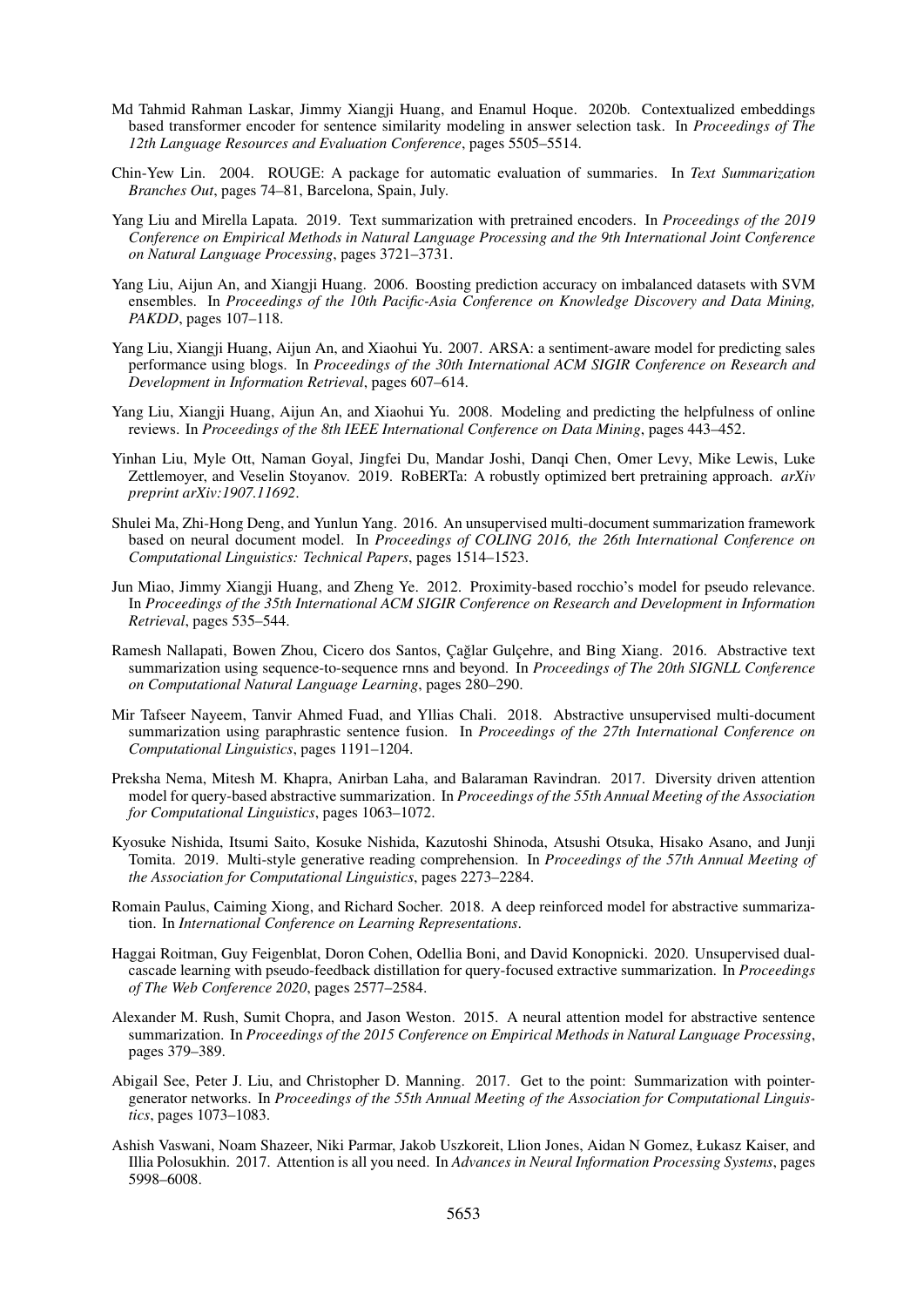Md Tahmid Rahman Laskar, Jimmy Xiangji Huang, and Enamul Hoque. 2020b. Contextualized embeddings based transformer encoder for sentence similarity modeling in answer selection task. In *Proceedings of The 12th Language Resources and Evaluation Conference*, pages 5505–5514.

Chin-Yew Lin. 2004. ROUGE: A package for automatic evaluation of summaries. In *Text Summarization Branches Out*, pages 74–81, Barcelona, Spain, July.

Yang Liu and Mirella Lapata. 2019. Text summarization with pretrained encoders. In *Proceedings of the 2019 Conference on Empirical Methods in Natural Language Processing and the 9th International Joint Conference on Natural Language Processing*, pages 3721–3731.

Yang Liu, Aijun An, and Xiangji Huang. 2006. Boosting prediction accuracy on imbalanced datasets with SVM ensembles. In *Proceedings of the 10th Pacific-Asia Conference on Knowledge Discovery and Data Mining, PAKDD*, pages 107–118.

Yang Liu, Xiangji Huang, Aijun An, and Xiaohui Yu. 2007. ARSA: a sentiment-aware model for predicting sales performance using blogs. In *Proceedings of the 30th International ACM SIGIR Conference on Research and Development in Information Retrieval*, pages 607–614.

Yang Liu, Xiangji Huang, Aijun An, and Xiaohui Yu. 2008. Modeling and predicting the helpfulness of online reviews. In *Proceedings of the 8th IEEE International Conference on Data Mining*, pages 443–452.

Yinhan Liu, Myle Ott, Naman Goyal, Jingfei Du, Mandar Joshi, Danqi Chen, Omer Levy, Mike Lewis, Luke Zettlemoyer, and Veselin Stoyanov. 2019. RoBERTa: A robustly optimized bert pretraining approach. *arXiv preprint arXiv:1907.11692*.

Shulei Ma, Zhi-Hong Deng, and Yunlun Yang. 2016. An unsupervised multi-document summarization framework based on neural document model. In *Proceedings of COLING 2016, the 26th International Conference on Computational Linguistics: Technical Papers*, pages 1514–1523.

Jun Miao, Jimmy Xiangji Huang, and Zheng Ye. 2012. Proximity-based rocchio's model for pseudo relevance. In *Proceedings of the 35th International ACM SIGIR Conference on Research and Development in Information Retrieval*, pages 535–544.

Ramesh Nallapati, Bowen Zhou, Cicero dos Santos, Çağlar Gulçehre, and Bing Xiang. 2016. Abstractive text summarization using sequence-to-sequence rnns and beyond. In *Proceedings of The 20th SIGNLL Conference on Computational Natural Language Learning*, pages 280–290.

Mir Tafseer Nayeem, Tanvir Ahmed Fuad, and Yllias Chali. 2018. Abstractive unsupervised multi-document summarization using paraphrastic sentence fusion. In *Proceedings of the 27th International Conference on Computational Linguistics*, pages 1191–1204.

Preksha Nema, Mitesh M. Khapra, Anirban Laha, and Balaraman Ravindran. 2017. Diversity driven attention model for query-based abstractive summarization. In *Proceedings of the 55th Annual Meeting of the Association for Computational Linguistics*, pages 1063–1072.

Kyosuke Nishida, Itsumi Saito, Kosuke Nishida, Kazutoshi Shinoda, Atsushi Otsuka, Hisako Asano, and Junji Tomita. 2019. Multi-style generative reading comprehension. In *Proceedings of the 57th Annual Meeting of the Association for Computational Linguistics*, pages 2273–2284.

Romain Paulus, Caiming Xiong, and Richard Socher. 2018. A deep reinforced model for abstractive summarization. In *International Conference on Learning Representations*.

Haggai Roitman, Guy Feigenblat, Doron Cohen, Odellia Boni, and David Konopnicki. 2020. Unsupervised dual-cascade learning with pseudo-feedback distillation for query-focused extractive summarization. In *Proceedings of The Web Conference 2020*, pages 2577–2584.

Alexander M. Rush, Sumit Chopra, and Jason Weston. 2015. A neural attention model for abstractive sentence summarization. In *Proceedings of the 2015 Conference on Empirical Methods in Natural Language Processing*, pages 379–389.

Abigail See, Peter J. Liu, and Christopher D. Manning. 2017. Get to the point: Summarization with pointer-generator networks. In *Proceedings of the 55th Annual Meeting of the Association for Computational Linguistics*, pages 1073–1083.

Ashish Vaswani, Noam Shazeer, Niki Parmar, Jakob Uszkoreit, Llion Jones, Aidan N Gomez, Łukasz Kaiser, and Illia Polosukhin. 2017. Attention is all you need. In *Advances in Neural Information Processing Systems*, pages 5998–6008.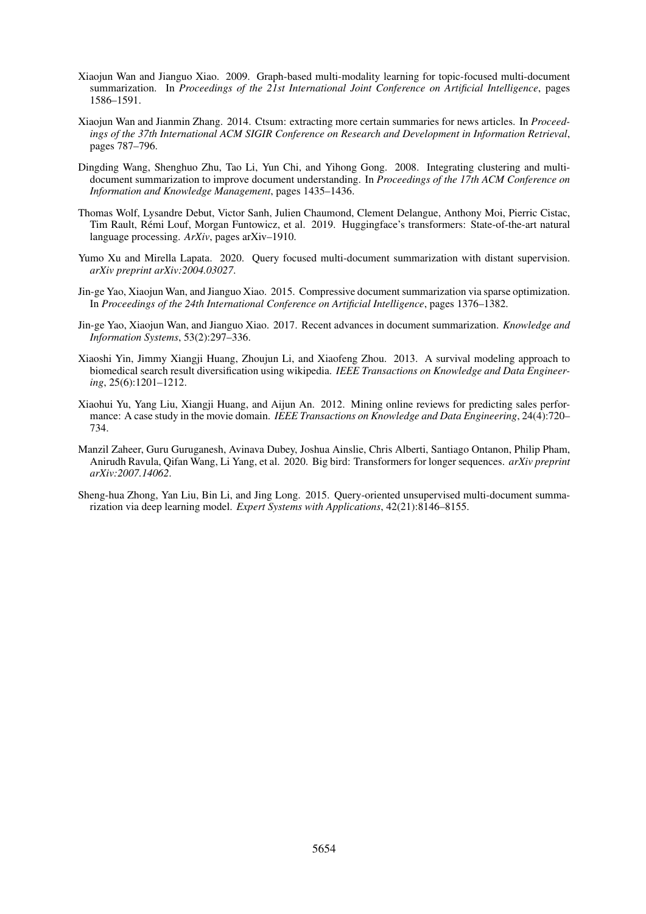Xiaojun Wan and Jianguo Xiao. 2009. Graph-based multi-modality learning for topic-focused multi-document summarization. In *Proceedings of the 21st International Joint Conference on Artificial Intelligence*, pages 1586–1591.

Xiaojun Wan and Jianmin Zhang. 2014. Ctsum: extracting more certain summaries for news articles. In *Proceedings of the 37th International ACM SIGIR Conference on Research and Development in Information Retrieval*, pages 787–796.

Dingding Wang, Shenghuo Zhu, Tao Li, Yun Chi, and Yihong Gong. 2008. Integrating clustering and multi-document summarization to improve document understanding. In *Proceedings of the 17th ACM Conference on Information and Knowledge Management*, pages 1435–1436.

Thomas Wolf, Lysandre Debut, Victor Sanh, Julien Chaumond, Clement Delangue, Anthony Moi, Pierric Cistac, Tim Rault, Rémi Louf, Morgan Funtowicz, et al. 2019. Huggingface's transformers: State-of-the-art natural language processing. *ArXiv*, pages arXiv–1910.

Yumo Xu and Mirella Lapata. 2020. Query focused multi-document summarization with distant supervision. *arXiv preprint arXiv:2004.03027*.

Jin-ge Yao, Xiaojun Wan, and Jianguo Xiao. 2015. Compressive document summarization via sparse optimization. In *Proceedings of the 24th International Conference on Artificial Intelligence*, pages 1376–1382.

Jin-ge Yao, Xiaojun Wan, and Jianguo Xiao. 2017. Recent advances in document summarization. *Knowledge and Information Systems*, 53(2):297–336.

Xiaoshi Yin, Jimmy Xiangji Huang, Zhoujun Li, and Xiaofeng Zhou. 2013. A survival modeling approach to biomedical search result diversification using wikipedia. *IEEE Transactions on Knowledge and Data Engineering*, 25(6):1201–1212.

Xiaohui Yu, Yang Liu, Xiangji Huang, and Aijun An. 2012. Mining online reviews for predicting sales performance: A case study in the movie domain. *IEEE Transactions on Knowledge and Data Engineering*, 24(4):720–734.

Manzil Zaheer, Guru Guruganesh, Avinava Dubey, Joshua Ainslie, Chris Alberti, Santiago Ontanon, Philip Pham, Anirudh Ravula, Qifan Wang, Li Yang, et al. 2020. Big bird: Transformers for longer sequences. *arXiv preprint arXiv:2007.14062*.

Sheng-hua Zhong, Yan Liu, Bin Li, and Jing Long. 2015. Query-oriented unsupervised multi-document summarization via deep learning model. *Expert Systems with Applications*, 42(21):8146–8155.